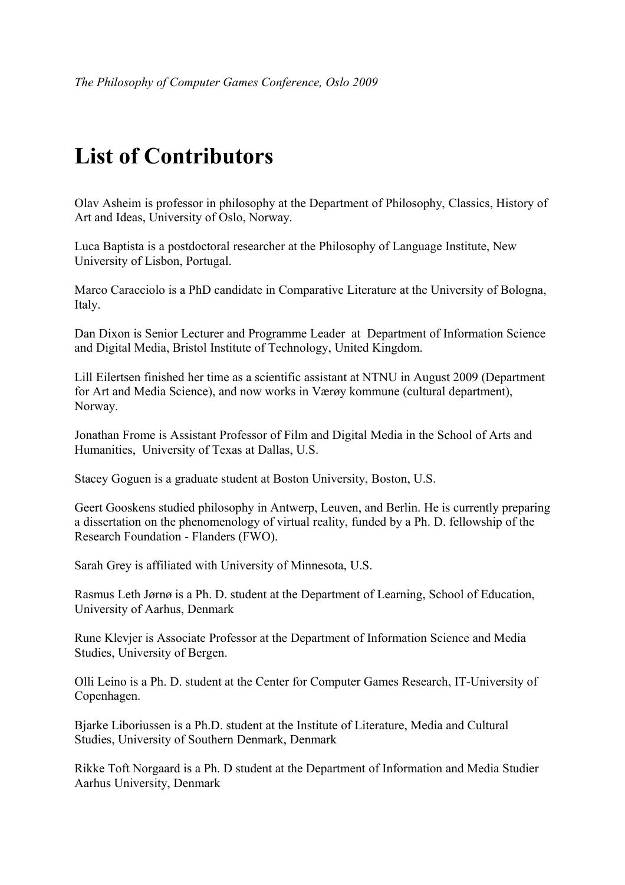*The Philosophy of Computer Games Conference, Oslo 2009*

# List of Contributors

Olav Asheim is professor in philosophy at the Department of Philosophy, Classics, History of Art and Ideas, University of Oslo, Norway.

Luca Baptista is a postdoctoral researcher at the Philosophy of Language Institute, New University of Lisbon, Portugal.

Marco Caracciolo is a PhD candidate in Comparative Literature at the University of Bologna, Italy.

Dan Dixon is Senior Lecturer and Programme Leader at Department of Information Science and Digital Media, Bristol Institute of Technology, United Kingdom.

Lill Eilertsen finished her time as a scientific assistant at NTNU in August 2009 (Department for Art and Media Science), and now works in Værøy kommune (cultural department), Norway.

Jonathan Frome is Assistant Professor of Film and Digital Media in the School of Arts and Humanities, University of Texas at Dallas, U.S.

Stacey Goguen is a graduate student at Boston University, Boston, U.S.

Geert Gooskens studied philosophy in Antwerp, Leuven, and Berlin. He is currently preparing a dissertation on the phenomenology of virtual reality, funded by a Ph. D. fellowship of the Research Foundation - Flanders (FWO).

Sarah Grey is affiliated with University of Minnesota, U.S.

Rasmus Leth Jørnø is a Ph. D. student at the Department of Learning, School of Education, University of Aarhus, Denmark

Rune Klevjer is Associate Professor at the Department of Information Science and Media Studies, University of Bergen.

Olli Leino is a Ph. D. student at the Center for Computer Games Research, IT-University of Copenhagen.

Bjarke Liboriussen is a Ph.D. student at the Institute of Literature, Media and Cultural Studies, University of Southern Denmark, Denmark

Rikke Toft Norgaard is a Ph. D student at the Department of Information and Media Studier Aarhus University, Denmark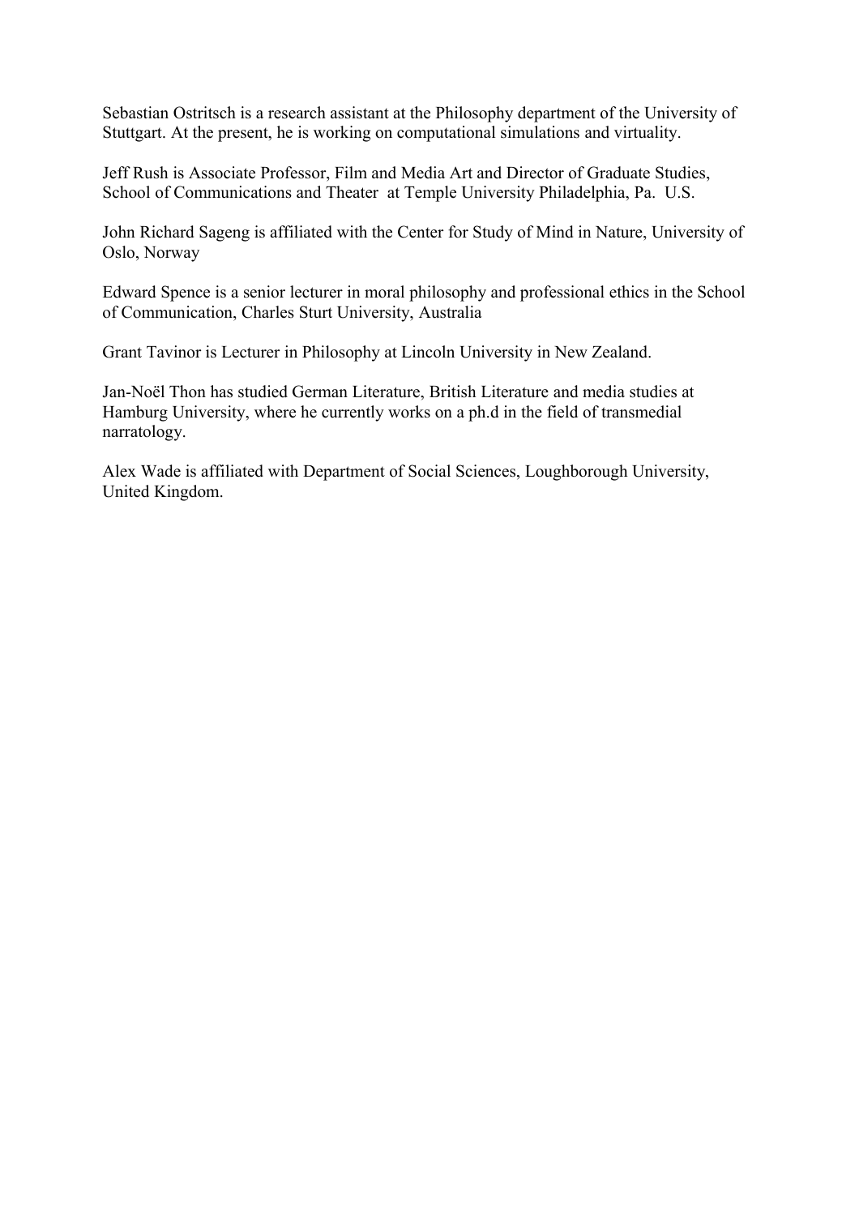Sebastian Ostritsch is a research assistant at the Philosophy department of the University of Stuttgart. At the present, he is working on computational simulations and virtuality.

Jeff Rush is Associate Professor, Film and Media Art and Director of Graduate Studies, School of Communications and Theater at Temple University Philadelphia, Pa. U.S.

John Richard Sageng is affiliated with the Center for Study of Mind in Nature, University of Oslo, Norway

Edward Spence is a senior lecturer in moral philosophy and professional ethics in the School of Communication, Charles Sturt University, Australia

Grant Tavinor is Lecturer in Philosophy at Lincoln University in New Zealand.

Jan-Noël Thon has studied German Literature, British Literature and media studies at Hamburg University, where he currently works on a ph.d in the field of transmedial narratology.

Alex Wade is affiliated with Department of Social Sciences, Loughborough University, United Kingdom.